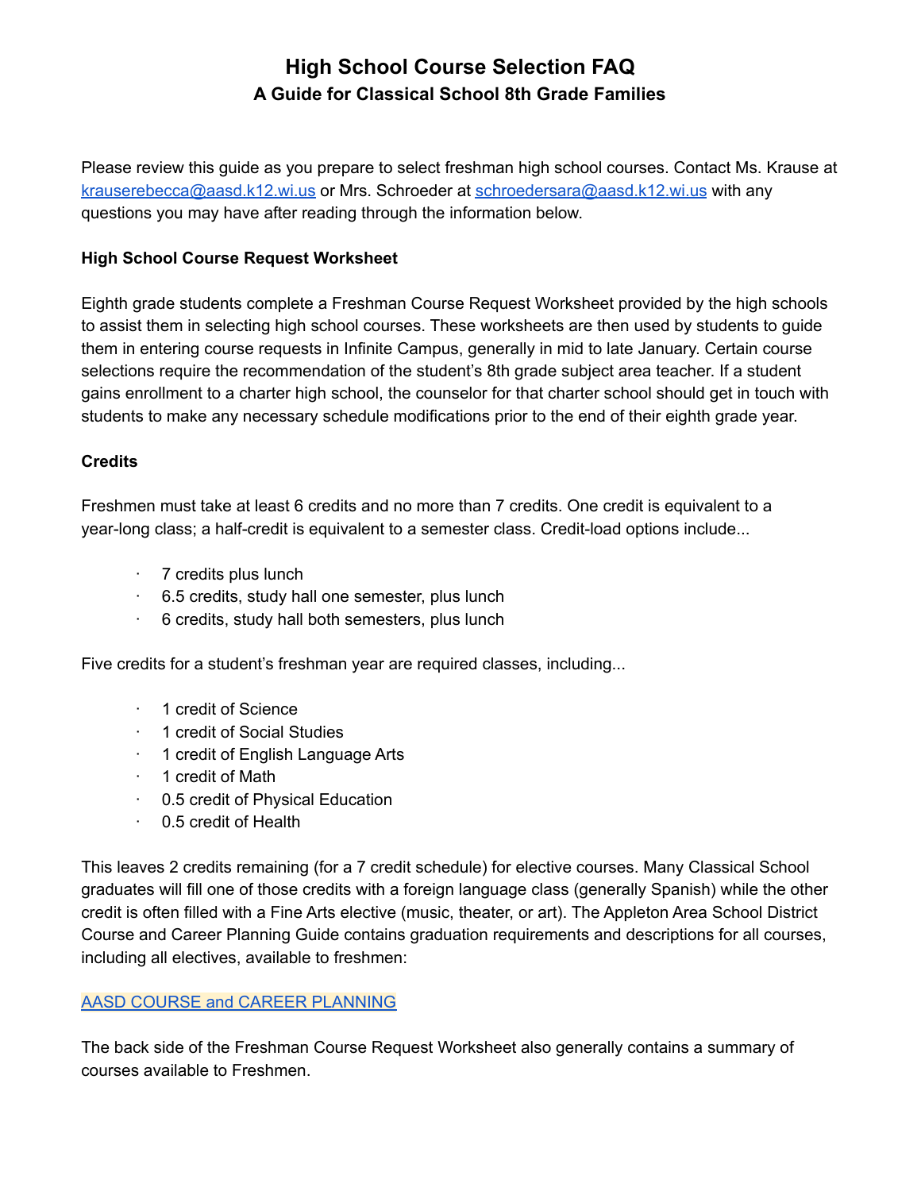# High School Course Selection FAQ

## A Guide for Classical School 8th Grade Families

Please review this guide as you prepare to select freshman high school courses. Contact Ms. Krause at krauserebecca@aasd.k12.wi.us or Mrs. Schroeder at schroedersara@aasd.k12.wi.us with any questions you may have after reading through the information below.

**High School Course Request Worksheet**

Eighth grade students complete a Freshman Course Request Worksheet provided by the high schools to assist them in selecting high school courses. These worksheets are then used by students to guide them in entering course requests in Infinite Campus, generally in mid to late January. Certain course selections require the recommendation of the student's 8th grade subject area teacher. If a student gains enrollment to a charter high school, the counselor for that charter school should get in touch with students to make any necessary schedule modifications prior to the end of their eighth grade year.

**Credits**

Freshmen must take at least 6 credits and no more than 7 credits. One credit is equivalent to a year-long class; a half-credit is equivalent to a semester class. Credit-load options include...

- 7 credits plus lunch
- 6.5 credits, study hall one semester, plus lunch
- 6 credits, study hall both semesters, plus lunch

Five credits for a student's freshman year are required classes, including...

- 1 credit of Science
- 1 credit of Social Studies
- 1 credit of English Language Arts
- 1 credit of Math
- 0.5 credit of Physical Education
- 0.5 credit of Health

This leaves 2 credits remaining (for a 7 credit schedule) for elective courses. Many Classical School graduates will fill one of those credits with a foreign language class (generally Spanish) while the other credit is often filled with a Fine Arts elective (music, theater, or art). The Appleton Area School District Course and Career Planning Guide contains graduation requirements and descriptions for all courses, including all electives, available to freshmen:

AASD COURSE and CAREER PLANNING

The back side of the Freshman Course Request Worksheet also generally contains a summary of courses available to Freshmen.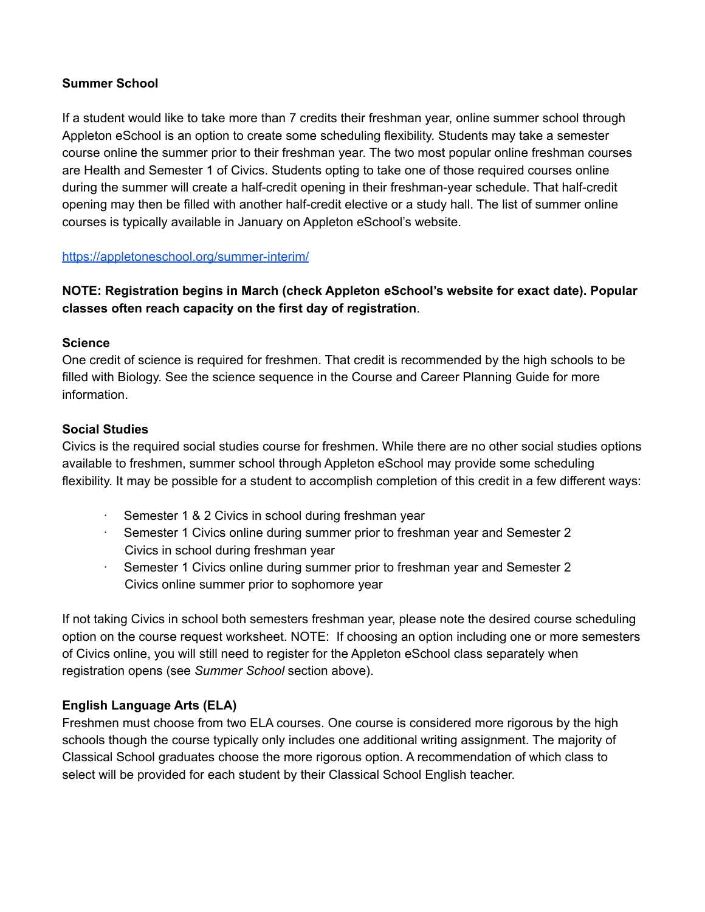**Summer School**

If a student would like to take more than 7 credits their freshman year, online summer school through Appleton eSchool is an option to create some scheduling flexibility. Students may take a semester course online the summer prior to their freshman year. The two most popular online freshman courses are Health and Semester 1 of Civics. Students opting to take one of those required courses online during the summer will create a half-credit opening in their freshman-year schedule. That half-credit opening may then be filled with another half-credit elective or a study hall. The list of summer online courses is typically available in January on Appleton eSchool's website.

https://appletoneschool.org/summer-interim/

**NOTE: Registration begins in March (check Appleton eSchool's website for exact date). Popular classes often reach capacity on the first day of registration**.

**Science**

One credit of science is required for freshmen. That credit is recommended by the high schools to be filled with Biology. See the science sequence in the Course and Career Planning Guide for more information.

**Social Studies**

Civics is the required social studies course for freshmen. While there are no other social studies options available to freshmen, summer school through Appleton eSchool may provide some scheduling flexibility. It may be possible for a student to accomplish completion of this credit in a few different ways:

- Semester 1 & 2 Civics in school during freshman year
- Semester 1 Civics online during summer prior to freshman year and Semester 2 Civics in school during freshman year
- Semester 1 Civics online during summer prior to freshman year and Semester 2 Civics online summer prior to sophomore year

If not taking Civics in school both semesters freshman year, please note the desired course scheduling option on the course request worksheet. NOTE: If choosing an option including one or more semesters of Civics online, you will still need to register for the Appleton eSchool class separately when registration opens (see *Summer School* section above).

**English Language Arts (ELA)**

Freshmen must choose from two ELA courses. One course is considered more rigorous by the high schools though the course typically only includes one additional writing assignment. The majority of Classical School graduates choose the more rigorous option. A recommendation of which class to select will be provided for each student by their Classical School English teacher.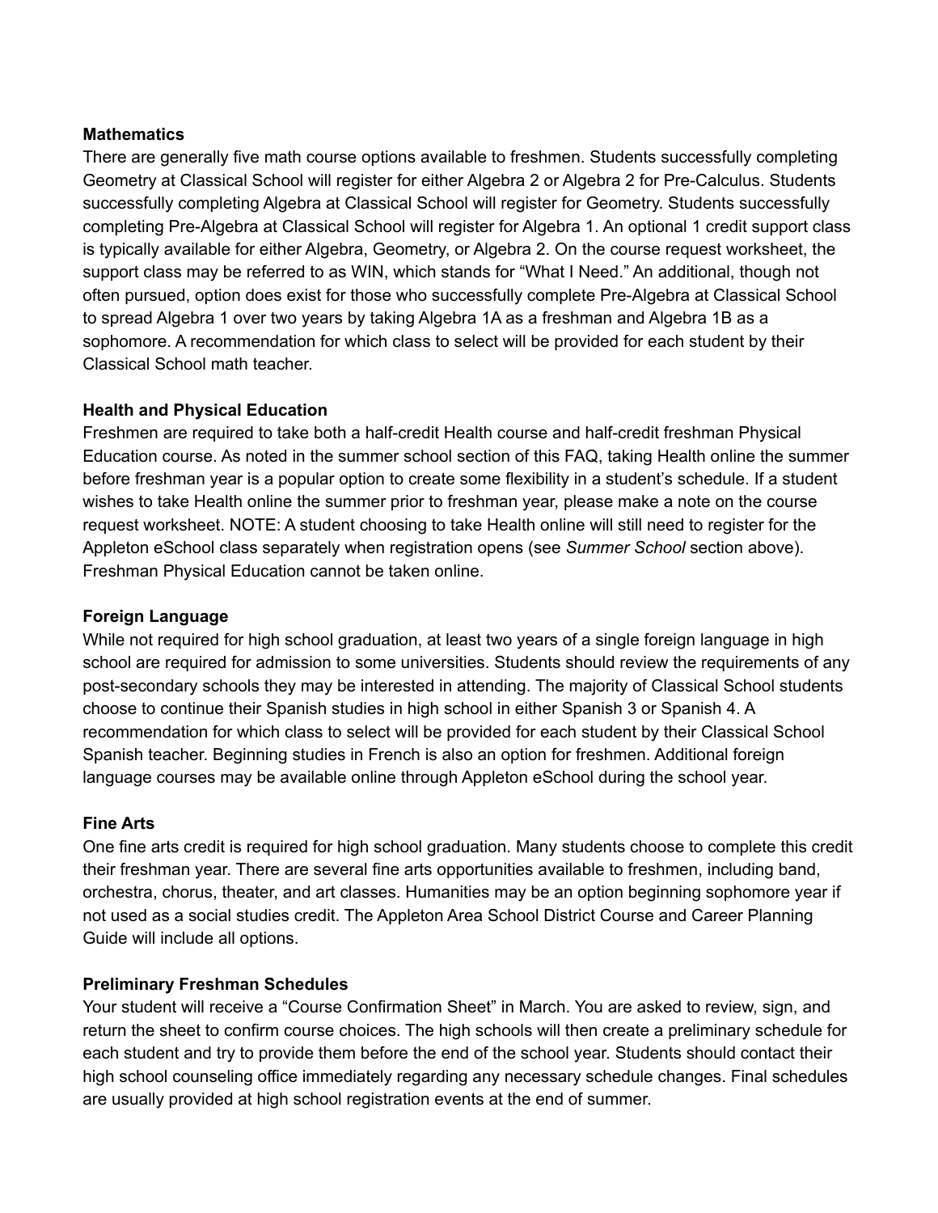**Mathematics**

There are generally five math course options available to freshmen. Students successfully completing Geometry at Classical School will register for either Algebra 2 or Algebra 2 for Pre-Calculus. Students successfully completing Algebra at Classical School will register for Geometry. Students successfully completing Pre-Algebra at Classical School will register for Algebra 1. An optional 1 credit support class is typically available for either Algebra, Geometry, or Algebra 2. On the course request worksheet, the support class may be referred to as WIN, which stands for "What I Need." An additional, though not often pursued, option does exist for those who successfully complete Pre-Algebra at Classical School to spread Algebra 1 over two years by taking Algebra 1A as a freshman and Algebra 1B as a sophomore. A recommendation for which class to select will be provided for each student by their Classical School math teacher.

**Health and Physical Education**

Freshmen are required to take both a half-credit Health course and half-credit freshman Physical Education course. As noted in the summer school section of this FAQ, taking Health online the summer before freshman year is a popular option to create some flexibility in a student's schedule. If a student wishes to take Health online the summer prior to freshman year, please make a note on the course request worksheet. NOTE: A student choosing to take Health online will still need to register for the Appleton eSchool class separately when registration opens (see *Summer School* section above). Freshman Physical Education cannot be taken online.

**Foreign Language**

While not required for high school graduation, at least two years of a single foreign language in high school are required for admission to some universities. Students should review the requirements of any post-secondary schools they may be interested in attending. The majority of Classical School students choose to continue their Spanish studies in high school in either Spanish 3 or Spanish 4. A recommendation for which class to select will be provided for each student by their Classical School Spanish teacher. Beginning studies in French is also an option for freshmen. Additional foreign language courses may be available online through Appleton eSchool during the school year.

**Fine Arts**

One fine arts credit is required for high school graduation. Many students choose to complete this credit their freshman year. There are several fine arts opportunities available to freshmen, including band, orchestra, chorus, theater, and art classes. Humanities may be an option beginning sophomore year if not used as a social studies credit. The Appleton Area School District Course and Career Planning Guide will include all options.

**Preliminary Freshman Schedules**

Your student will receive a "Course Confirmation Sheet" in March. You are asked to review, sign, and return the sheet to confirm course choices. The high schools will then create a preliminary schedule for each student and try to provide them before the end of the school year. Students should contact their high school counseling office immediately regarding any necessary schedule changes. Final schedules are usually provided at high school registration events at the end of summer.